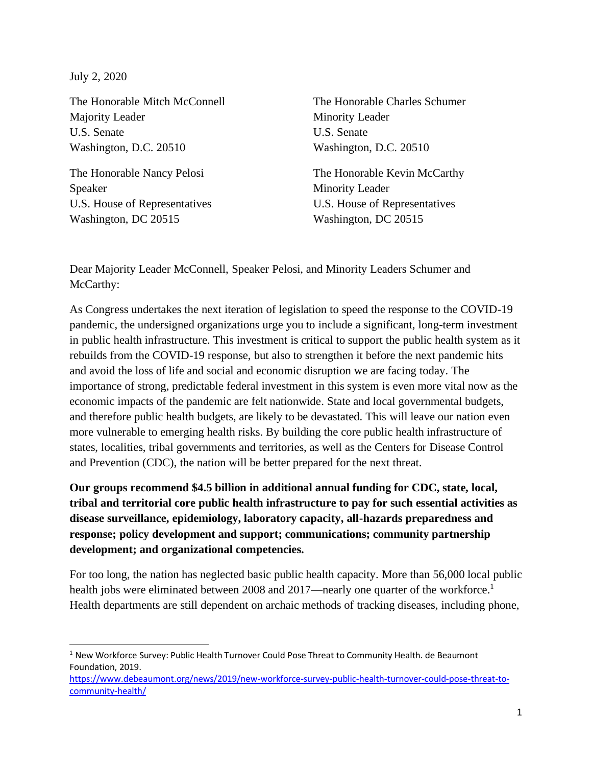July 2, 2020

The Honorable Mitch McConnell
Majority Leader
U.S. Senate
Washington, D.C. 20510

The Honorable Charles Schumer
Minority Leader
U.S. Senate
Washington, D.C. 20510

The Honorable Nancy Pelosi
Speaker
U.S. House of Representatives
Washington, DC 20515

The Honorable Kevin McCarthy
Minority Leader
U.S. House of Representatives
Washington, DC 20515

Dear Majority Leader McConnell, Speaker Pelosi, and Minority Leaders Schumer and McCarthy:

As Congress undertakes the next iteration of legislation to speed the response to the COVID-19 pandemic, the undersigned organizations urge you to include a significant, long-term investment in public health infrastructure. This investment is critical to support the public health system as it rebuilds from the COVID-19 response, but also to strengthen it before the next pandemic hits and avoid the loss of life and social and economic disruption we are facing today. The importance of strong, predictable federal investment in this system is even more vital now as the economic impacts of the pandemic are felt nationwide. State and local governmental budgets, and therefore public health budgets, are likely to be devastated. This will leave our nation even more vulnerable to emerging health risks. By building the core public health infrastructure of states, localities, tribal governments and territories, as well as the Centers for Disease Control and Prevention (CDC), the nation will be better prepared for the next threat.

**Our groups recommend $4.5 billion in additional annual funding for CDC, state, local, tribal and territorial core public health infrastructure to pay for such essential activities as disease surveillance, epidemiology, laboratory capacity, all-hazards preparedness and response; policy development and support; communications; community partnership development; and organizational competencies.**

For too long, the nation has neglected basic public health capacity. More than 56,000 local public health jobs were eliminated between 2008 and 2017—nearly one quarter of the workforce.[1] Health departments are still dependent on archaic methods of tracking diseases, including phone,

[1] New Workforce Survey: Public Health Turnover Could Pose Threat to Community Health. de Beaumont Foundation, 2019. https://www.debeaumont.org/news/2019/new-workforce-survey-public-health-turnover-could-pose-threat-to-community-health/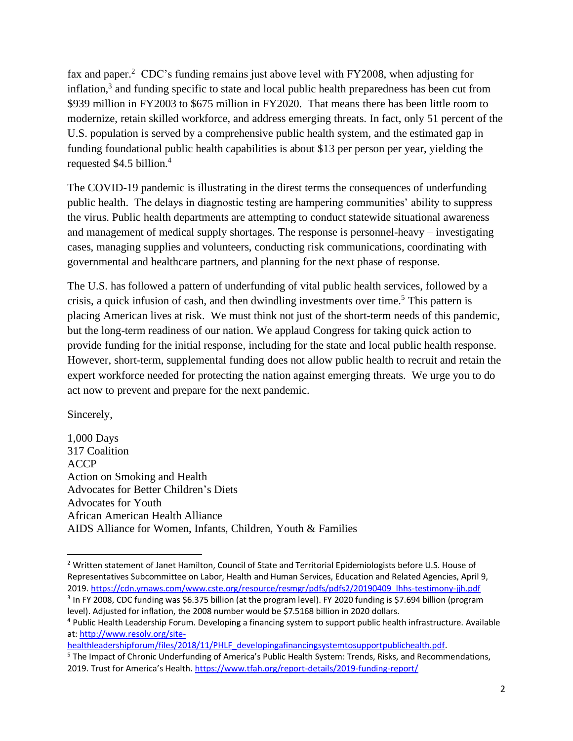fax and paper.[2] CDC's funding remains just above level with FY2008, when adjusting for inflation,[3] and funding specific to state and local public health preparedness has been cut from $939 million in FY2003 to $675 million in FY2020. That means there has been little room to modernize, retain skilled workforce, and address emerging threats. In fact, only 51 percent of the U.S. population is served by a comprehensive public health system, and the estimated gap in funding foundational public health capabilities is about $13 per person per year, yielding the requested $4.5 billion.[4]

The COVID-19 pandemic is illustrating in the direst terms the consequences of underfunding public health. The delays in diagnostic testing are hampering communities' ability to suppress the virus. Public health departments are attempting to conduct statewide situational awareness and management of medical supply shortages. The response is personnel-heavy – investigating cases, managing supplies and volunteers, conducting risk communications, coordinating with governmental and healthcare partners, and planning for the next phase of response.

The U.S. has followed a pattern of underfunding of vital public health services, followed by a crisis, a quick infusion of cash, and then dwindling investments over time.[5] This pattern is placing American lives at risk. We must think not just of the short-term needs of this pandemic, but the long-term readiness of our nation. We applaud Congress for taking quick action to provide funding for the initial response, including for the state and local public health response. However, short-term, supplemental funding does not allow public health to recruit and retain the expert workforce needed for protecting the nation against emerging threats. We urge you to do act now to prevent and prepare for the next pandemic.

Sincerely,

1,000 Days
317 Coalition
ACCP
Action on Smoking and Health
Advocates for Better Children's Diets
Advocates for Youth
African American Health Alliance
AIDS Alliance for Women, Infants, Children, Youth & Families

---

[2] Written statement of Janet Hamilton, Council of State and Territorial Epidemiologists before U.S. House of Representatives Subcommittee on Labor, Health and Human Services, Education and Related Agencies, April 9, 2019. https://cdn.ymaws.com/www.cste.org/resource/resmgr/pdfs/pdfs2/20190409_lhhs-testimony-jjh.pdf

[3] In FY 2008, CDC funding was $6.375 billion (at the program level). FY 2020 funding is $7.694 billion (program level). Adjusted for inflation, the 2008 number would be $7.5168 billion in 2020 dollars.

[4] Public Health Leadership Forum. Developing a financing system to support public health infrastructure. Available at: http://www.resolv.org/site-healthleadershipforum/files/2018/11/PHLF_developingafinancingsystemtosupportpublichealth.pdf.

[5] The Impact of Chronic Underfunding of America's Public Health System: Trends, Risks, and Recommendations, 2019. Trust for America's Health. https://www.tfah.org/report-details/2019-funding-report/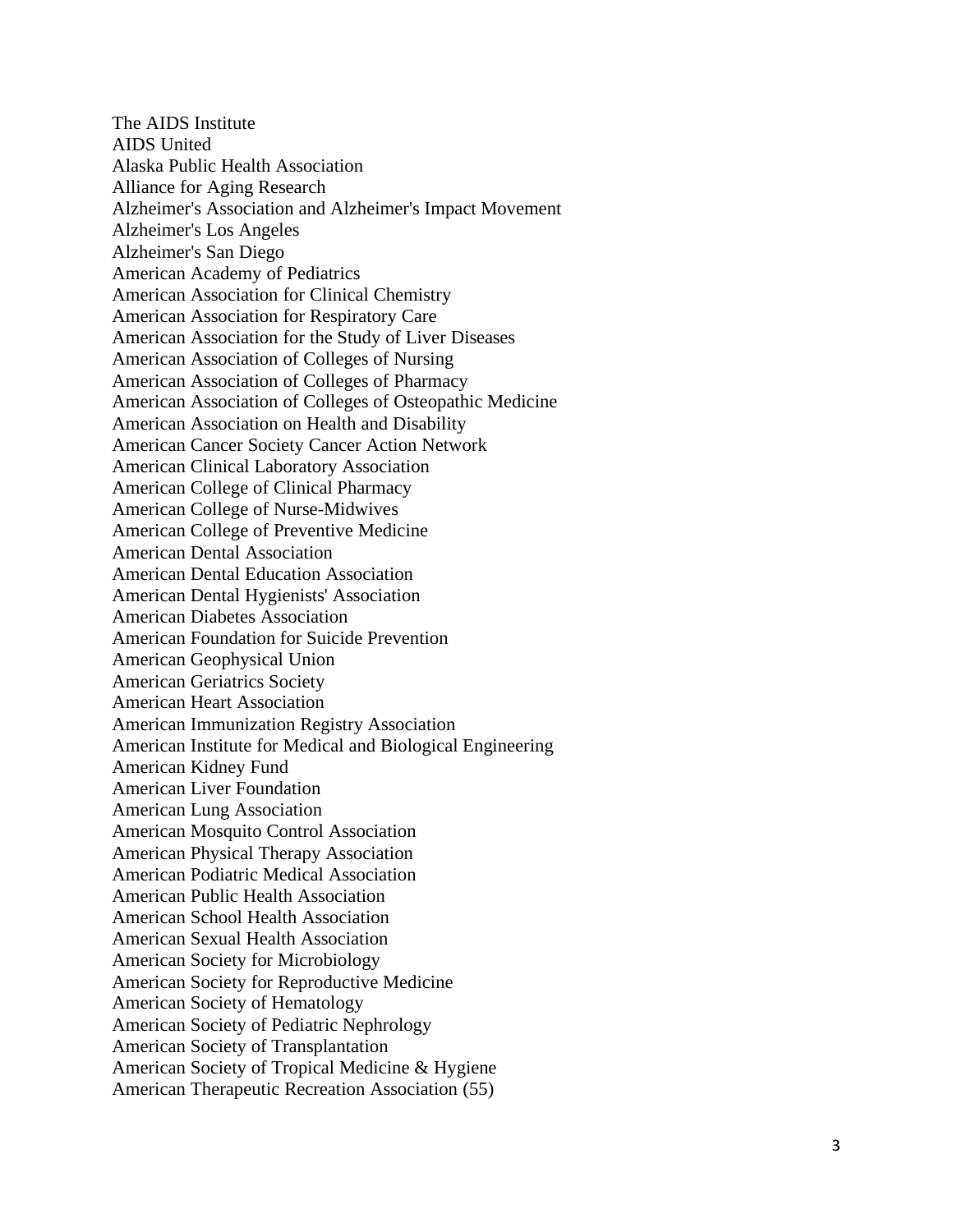The AIDS Institute
AIDS United
Alaska Public Health Association
Alliance for Aging Research
Alzheimer's Association and Alzheimer's Impact Movement
Alzheimer's Los Angeles
Alzheimer's San Diego
American Academy of Pediatrics
American Association for Clinical Chemistry
American Association for Respiratory Care
American Association for the Study of Liver Diseases
American Association of Colleges of Nursing
American Association of Colleges of Pharmacy
American Association of Colleges of Osteopathic Medicine
American Association on Health and Disability
American Cancer Society Cancer Action Network
American Clinical Laboratory Association
American College of Clinical Pharmacy
American College of Nurse-Midwives
American College of Preventive Medicine
American Dental Association
American Dental Education Association
American Dental Hygienists' Association
American Diabetes Association
American Foundation for Suicide Prevention
American Geophysical Union
American Geriatrics Society
American Heart Association
American Immunization Registry Association
American Institute for Medical and Biological Engineering
American Kidney Fund
American Liver Foundation
American Lung Association
American Mosquito Control Association
American Physical Therapy Association
American Podiatric Medical Association
American Public Health Association
American School Health Association
American Sexual Health Association
American Society for Microbiology
American Society for Reproductive Medicine
American Society of Hematology
American Society of Pediatric Nephrology
American Society of Transplantation
American Society of Tropical Medicine & Hygiene
American Therapeutic Recreation Association (55)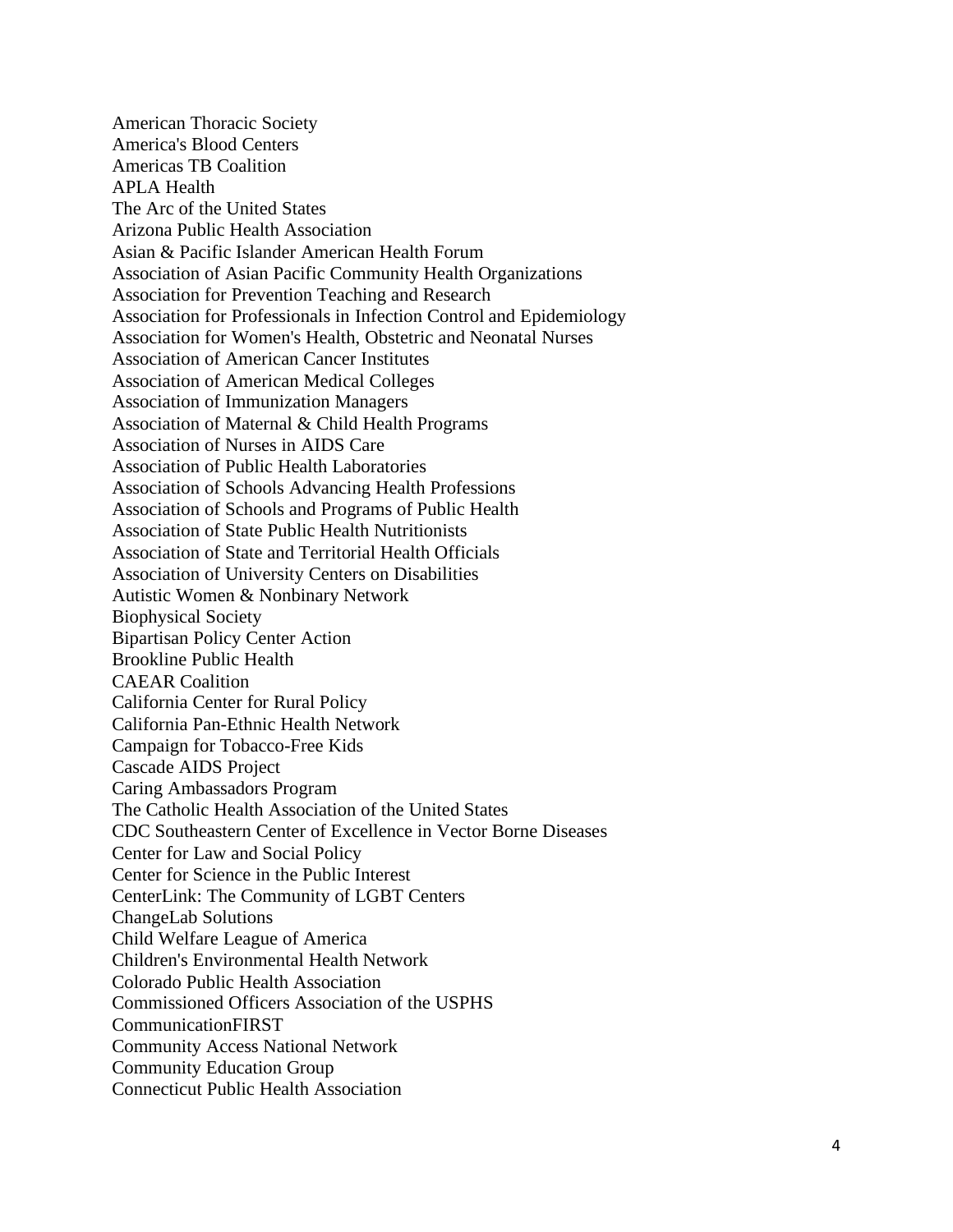American Thoracic Society
America's Blood Centers
Americas TB Coalition
APLA Health
The Arc of the United States
Arizona Public Health Association
Asian & Pacific Islander American Health Forum
Association of Asian Pacific Community Health Organizations
Association for Prevention Teaching and Research
Association for Professionals in Infection Control and Epidemiology
Association for Women's Health, Obstetric and Neonatal Nurses
Association of American Cancer Institutes
Association of American Medical Colleges
Association of Immunization Managers
Association of Maternal & Child Health Programs
Association of Nurses in AIDS Care
Association of Public Health Laboratories
Association of Schools Advancing Health Professions
Association of Schools and Programs of Public Health
Association of State Public Health Nutritionists
Association of State and Territorial Health Officials
Association of University Centers on Disabilities
Autistic Women & Nonbinary Network
Biophysical Society
Bipartisan Policy Center Action
Brookline Public Health
CAEAR Coalition
California Center for Rural Policy
California Pan-Ethnic Health Network
Campaign for Tobacco-Free Kids
Cascade AIDS Project
Caring Ambassadors Program
The Catholic Health Association of the United States
CDC Southeastern Center of Excellence in Vector Borne Diseases
Center for Law and Social Policy
Center for Science in the Public Interest
CenterLink: The Community of LGBT Centers
ChangeLab Solutions
Child Welfare League of America
Children's Environmental Health Network
Colorado Public Health Association
Commissioned Officers Association of the USPHS
CommunicationFIRST
Community Access National Network
Community Education Group
Connecticut Public Health Association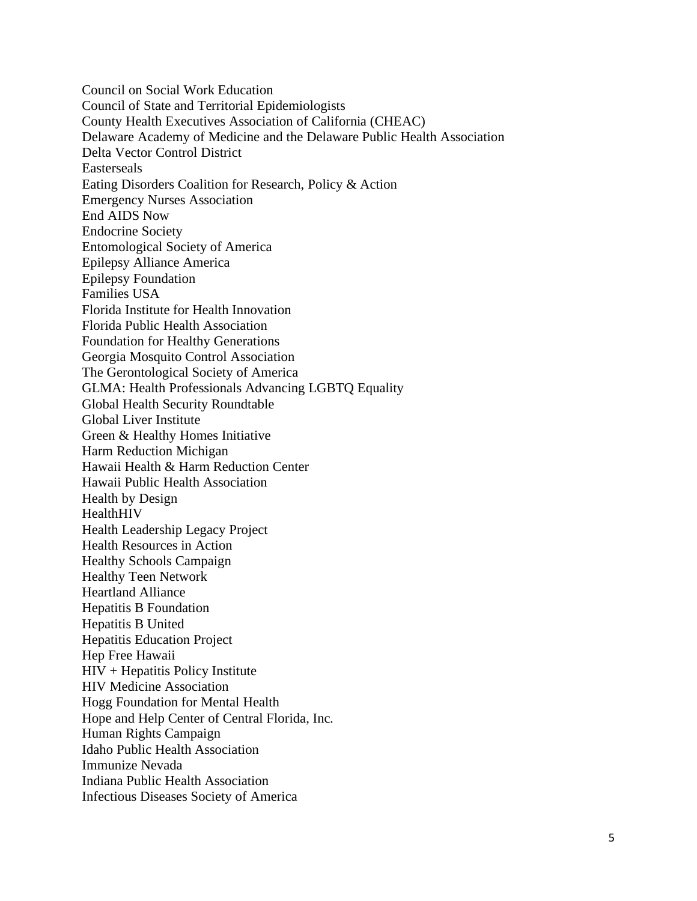Council on Social Work Education
Council of State and Territorial Epidemiologists
County Health Executives Association of California (CHEAC)
Delaware Academy of Medicine and the Delaware Public Health Association
Delta Vector Control District
Easterseals
Eating Disorders Coalition for Research, Policy & Action
Emergency Nurses Association
End AIDS Now
Endocrine Society
Entomological Society of America
Epilepsy Alliance America
Epilepsy Foundation
Families USA
Florida Institute for Health Innovation
Florida Public Health Association
Foundation for Healthy Generations
Georgia Mosquito Control Association
The Gerontological Society of America
GLMA: Health Professionals Advancing LGBTQ Equality
Global Health Security Roundtable
Global Liver Institute
Green & Healthy Homes Initiative
Harm Reduction Michigan
Hawaii Health & Harm Reduction Center
Hawaii Public Health Association
Health by Design
HealthHIV
Health Leadership Legacy Project
Health Resources in Action
Healthy Schools Campaign
Healthy Teen Network
Heartland Alliance
Hepatitis B Foundation
Hepatitis B United
Hepatitis Education Project
Hep Free Hawaii
HIV + Hepatitis Policy Institute
HIV Medicine Association
Hogg Foundation for Mental Health
Hope and Help Center of Central Florida, Inc.
Human Rights Campaign
Idaho Public Health Association
Immunize Nevada
Indiana Public Health Association
Infectious Diseases Society of America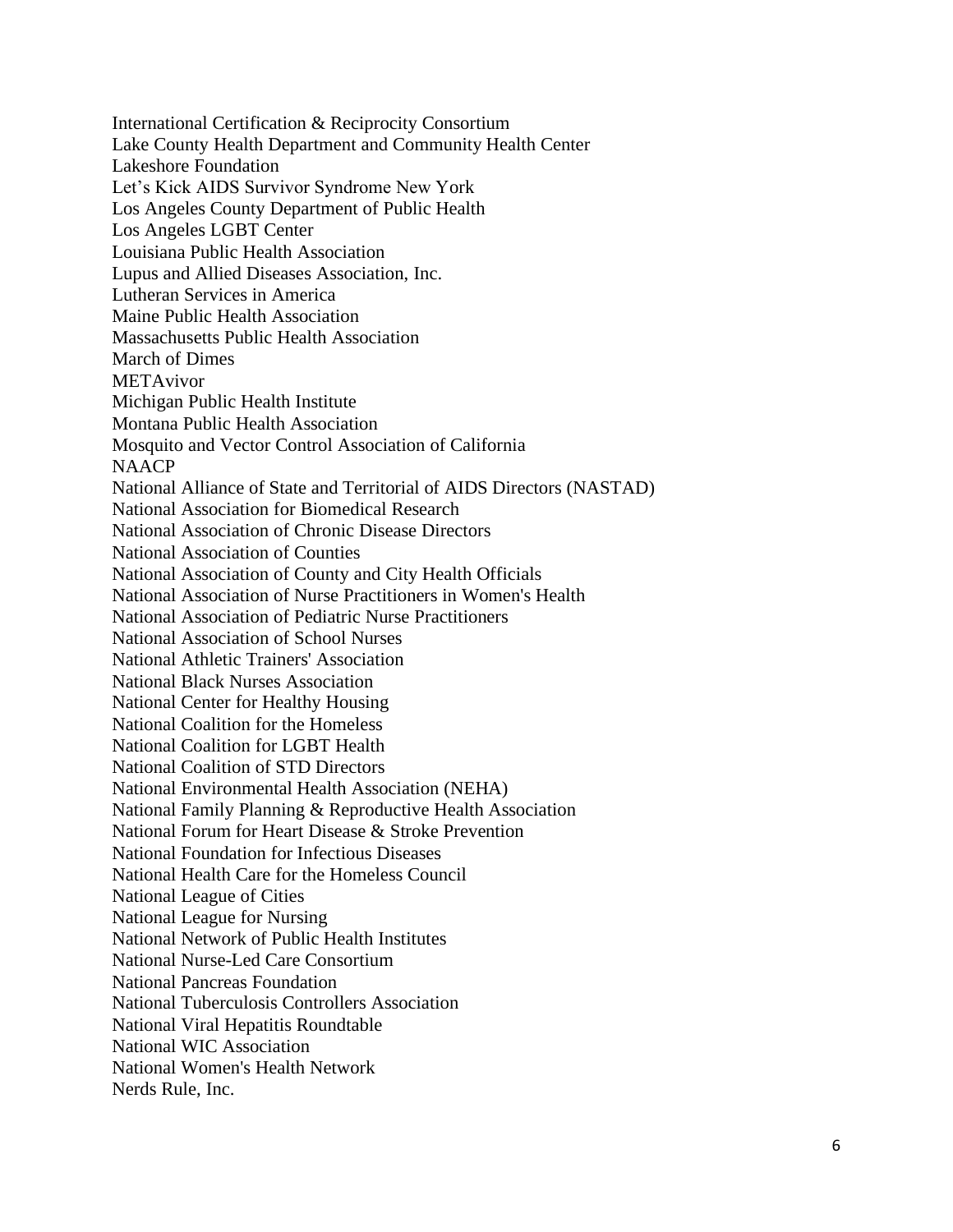International Certification & Reciprocity Consortium
Lake County Health Department and Community Health Center
Lakeshore Foundation
Let's Kick AIDS Survivor Syndrome New York
Los Angeles County Department of Public Health
Los Angeles LGBT Center
Louisiana Public Health Association
Lupus and Allied Diseases Association, Inc.
Lutheran Services in America
Maine Public Health Association
Massachusetts Public Health Association
March of Dimes
METAvivor
Michigan Public Health Institute
Montana Public Health Association
Mosquito and Vector Control Association of California
NAACP
National Alliance of State and Territorial of AIDS Directors (NASTAD)
National Association for Biomedical Research
National Association of Chronic Disease Directors
National Association of Counties
National Association of County and City Health Officials
National Association of Nurse Practitioners in Women's Health
National Association of Pediatric Nurse Practitioners
National Association of School Nurses
National Athletic Trainers' Association
National Black Nurses Association
National Center for Healthy Housing
National Coalition for the Homeless
National Coalition for LGBT Health
National Coalition of STD Directors
National Environmental Health Association (NEHA)
National Family Planning & Reproductive Health Association
National Forum for Heart Disease & Stroke Prevention
National Foundation for Infectious Diseases
National Health Care for the Homeless Council
National League of Cities
National League for Nursing
National Network of Public Health Institutes
National Nurse-Led Care Consortium
National Pancreas Foundation
National Tuberculosis Controllers Association
National Viral Hepatitis Roundtable
National WIC Association
National Women's Health Network
Nerds Rule, Inc.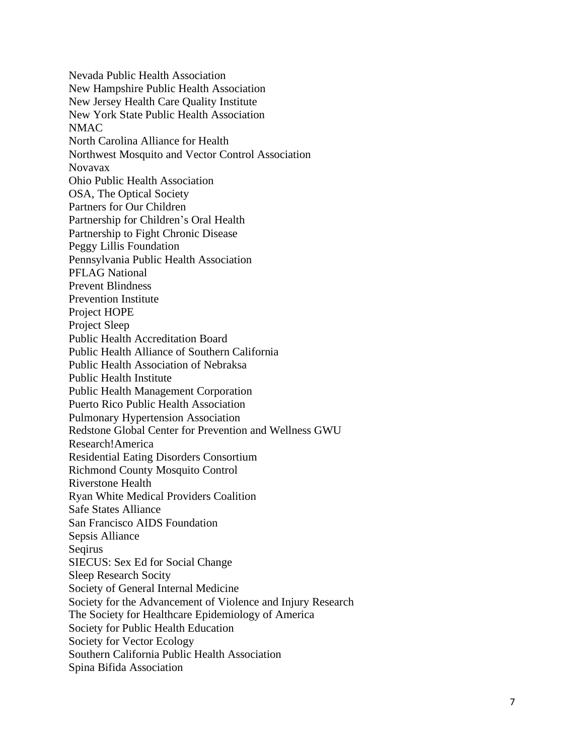Nevada Public Health Association
New Hampshire Public Health Association
New Jersey Health Care Quality Institute
New York State Public Health Association
NMAC
North Carolina Alliance for Health
Northwest Mosquito and Vector Control Association
Novavax
Ohio Public Health Association
OSA, The Optical Society
Partners for Our Children
Partnership for Children's Oral Health
Partnership to Fight Chronic Disease
Peggy Lillis Foundation
Pennsylvania Public Health Association
PFLAG National
Prevent Blindness
Prevention Institute
Project HOPE
Project Sleep
Public Health Accreditation Board
Public Health Alliance of Southern California
Public Health Association of Nebraksa
Public Health Institute
Public Health Management Corporation
Puerto Rico Public Health Association
Pulmonary Hypertension Association
Redstone Global Center for Prevention and Wellness GWU
Research!America
Residential Eating Disorders Consortium
Richmond County Mosquito Control
Riverstone Health
Ryan White Medical Providers Coalition
Safe States Alliance
San Francisco AIDS Foundation
Sepsis Alliance
Seqirus
SIECUS: Sex Ed for Social Change
Sleep Research Socity
Society of General Internal Medicine
Society for the Advancement of Violence and Injury Research
The Society for Healthcare Epidemiology of America
Society for Public Health Education
Society for Vector Ecology
Southern California Public Health Association
Spina Bifida Association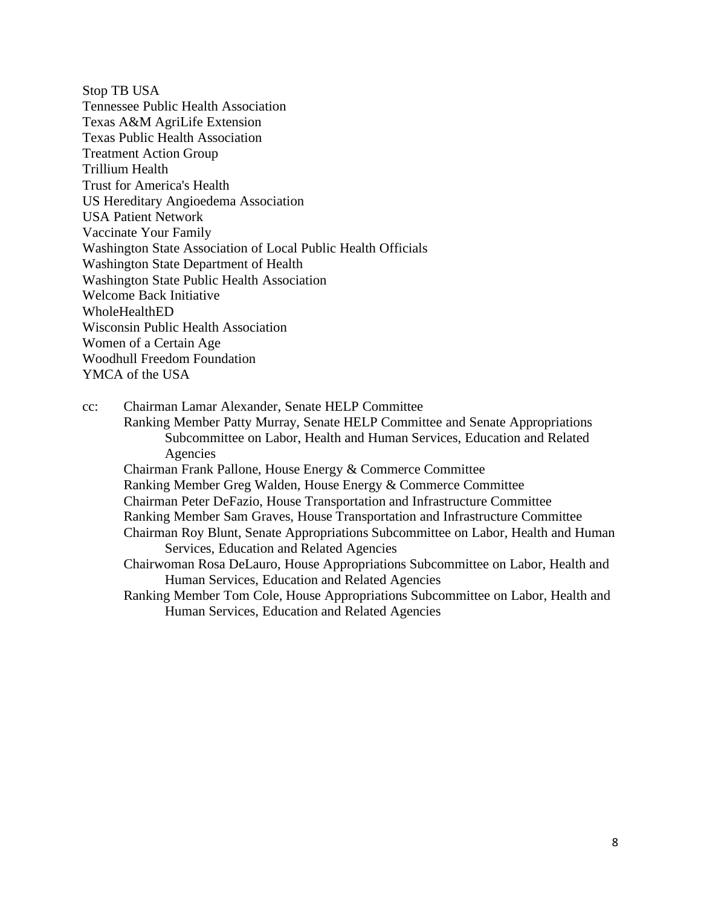Stop TB USA
Tennessee Public Health Association
Texas A&M AgriLife Extension
Texas Public Health Association
Treatment Action Group
Trillium Health
Trust for America's Health
US Hereditary Angioedema Association
USA Patient Network
Vaccinate Your Family
Washington State Association of Local Public Health Officials
Washington State Department of Health
Washington State Public Health Association
Welcome Back Initiative
WholeHealthED
Wisconsin Public Health Association
Women of a Certain Age
Woodhull Freedom Foundation
YMCA of the USA

cc: Chairman Lamar Alexander, Senate HELP Committee
Ranking Member Patty Murray, Senate HELP Committee and Senate Appropriations Subcommittee on Labor, Health and Human Services, Education and Related Agencies
Chairman Frank Pallone, House Energy & Commerce Committee
Ranking Member Greg Walden, House Energy & Commerce Committee
Chairman Peter DeFazio, House Transportation and Infrastructure Committee
Ranking Member Sam Graves, House Transportation and Infrastructure Committee
Chairman Roy Blunt, Senate Appropriations Subcommittee on Labor, Health and Human Services, Education and Related Agencies
Chairwoman Rosa DeLauro, House Appropriations Subcommittee on Labor, Health and Human Services, Education and Related Agencies
Ranking Member Tom Cole, House Appropriations Subcommittee on Labor, Health and Human Services, Education and Related Agencies